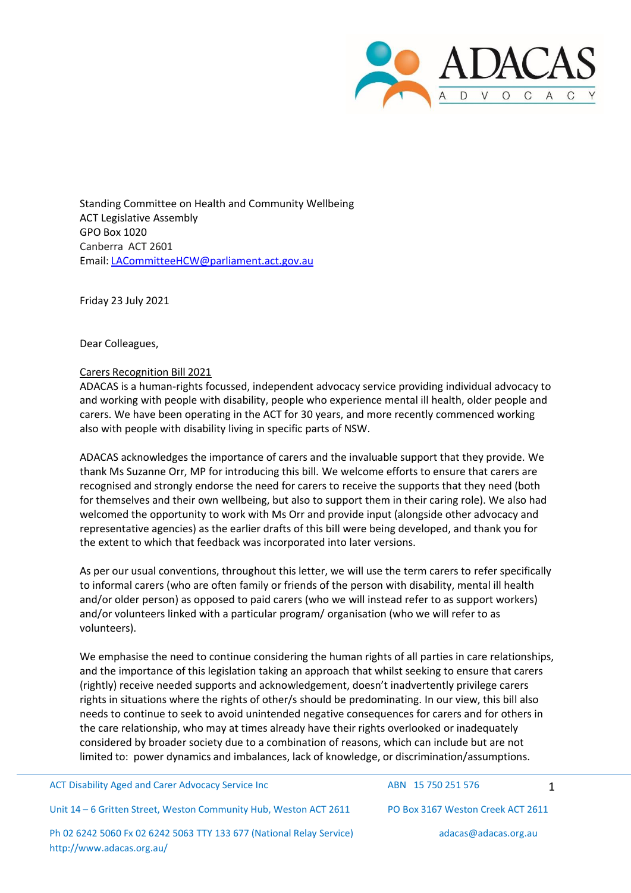Standing Committee on Health and Community Wellbeing
ACT Legislative Assembly
GPO Box 1020
Canberra ACT 2601
Email: LACommitteeHCW@parliament.act.gov.au

Friday 23 July 2021

Dear Colleagues,

Carers Recognition Bill 2021

ADACAS is a human-rights focussed, independent advocacy service providing individual advocacy to and working with people with disability, people who experience mental ill health, older people and carers. We have been operating in the ACT for 30 years, and more recently commenced working also with people with disability living in specific parts of NSW.

ADACAS acknowledges the importance of carers and the invaluable support that they provide. We thank Ms Suzanne Orr, MP for introducing this bill. We welcome efforts to ensure that carers are recognised and strongly endorse the need for carers to receive the supports that they need (both for themselves and their own wellbeing, but also to support them in their caring role). We also had welcomed the opportunity to work with Ms Orr and provide input (alongside other advocacy and representative agencies) as the earlier drafts of this bill were being developed, and thank you for the extent to which that feedback was incorporated into later versions.

As per our usual conventions, throughout this letter, we will use the term carers to refer specifically to informal carers (who are often family or friends of the person with disability, mental ill health and/or older person) as opposed to paid carers (who we will instead refer to as support workers) and/or volunteers linked with a particular program/ organisation (who we will refer to as volunteers).

We emphasise the need to continue considering the human rights of all parties in care relationships, and the importance of this legislation taking an approach that whilst seeking to ensure that carers (rightly) receive needed supports and acknowledgement, doesn't inadvertently privilege carers rights in situations where the rights of other/s should be predominating. In our view, this bill also needs to continue to seek to avoid unintended negative consequences for carers and for others in the care relationship, who may at times already have their rights overlooked or inadequately considered by broader society due to a combination of reasons, which can include but are not limited to: power dynamics and imbalances, lack of knowledge, or discrimination/assumptions.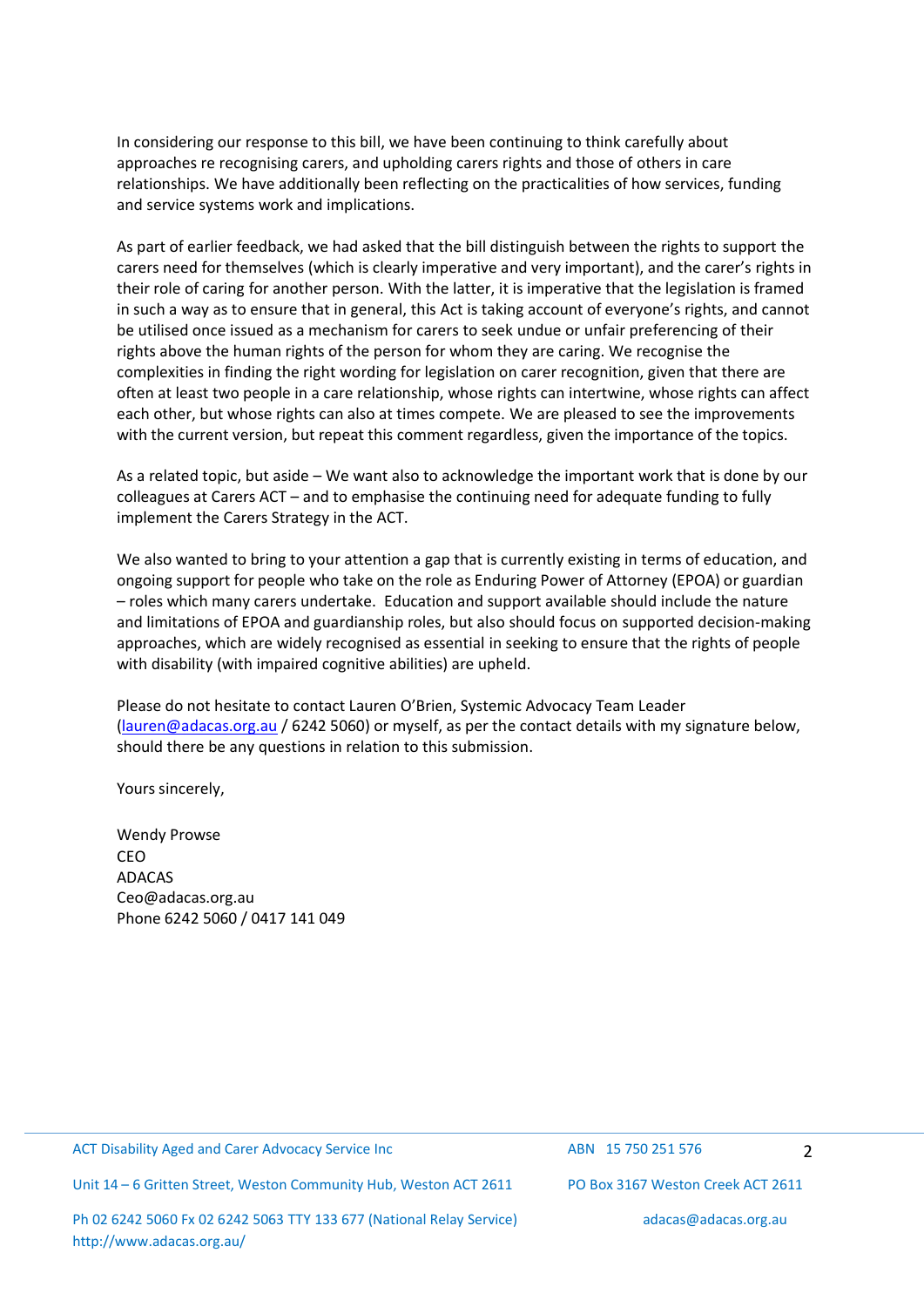In considering our response to this bill, we have been continuing to think carefully about approaches re recognising carers, and upholding carers rights and those of others in care relationships. We have additionally been reflecting on the practicalities of how services, funding and service systems work and implications.

As part of earlier feedback, we had asked that the bill distinguish between the rights to support the carers need for themselves (which is clearly imperative and very important), and the carer's rights in their role of caring for another person. With the latter, it is imperative that the legislation is framed in such a way as to ensure that in general, this Act is taking account of everyone's rights, and cannot be utilised once issued as a mechanism for carers to seek undue or unfair preferencing of their rights above the human rights of the person for whom they are caring. We recognise the complexities in finding the right wording for legislation on carer recognition, given that there are often at least two people in a care relationship, whose rights can intertwine, whose rights can affect each other, but whose rights can also at times compete. We are pleased to see the improvements with the current version, but repeat this comment regardless, given the importance of the topics.

As a related topic, but aside – We want also to acknowledge the important work that is done by our colleagues at Carers ACT – and to emphasise the continuing need for adequate funding to fully implement the Carers Strategy in the ACT.

We also wanted to bring to your attention a gap that is currently existing in terms of education, and ongoing support for people who take on the role as Enduring Power of Attorney (EPOA) or guardian – roles which many carers undertake. Education and support available should include the nature and limitations of EPOA and guardianship roles, but also should focus on supported decision-making approaches, which are widely recognised as essential in seeking to ensure that the rights of people with disability (with impaired cognitive abilities) are upheld.

Please do not hesitate to contact Lauren O'Brien, Systemic Advocacy Team Leader (lauren@adacas.org.au / 6242 5060) or myself, as per the contact details with my signature below, should there be any questions in relation to this submission.

Yours sincerely,

Wendy Prowse
CEO
ADACAS
Ceo@adacas.org.au
Phone 6242 5060 / 0417 141 049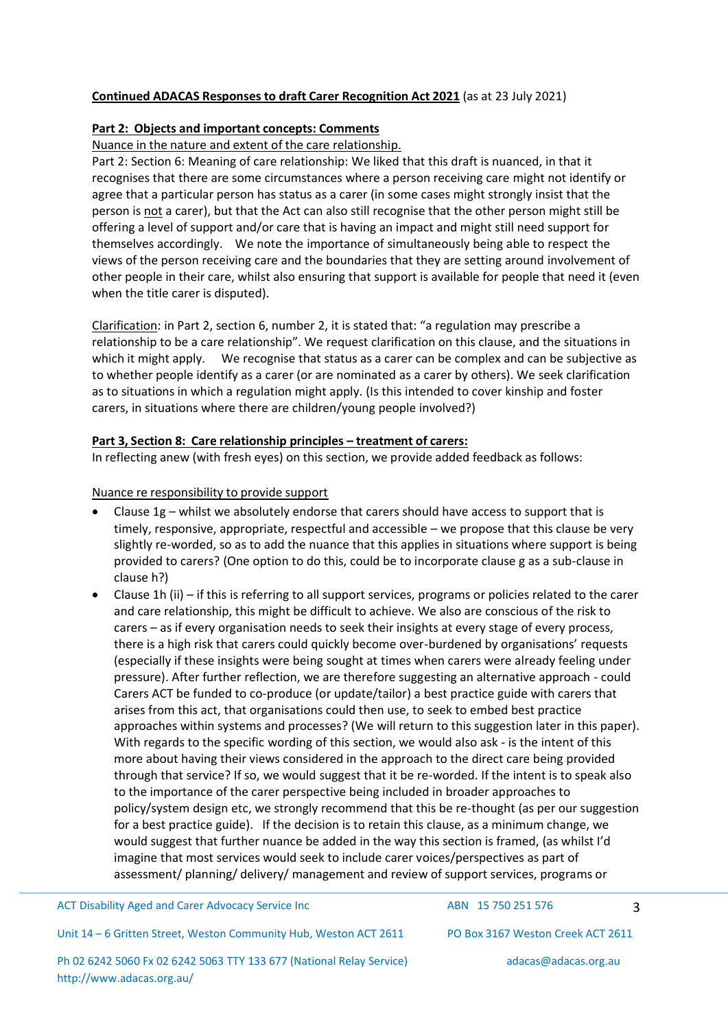**<u>Continued ADACAS Responses to draft Carer Recognition Act 2021</u>** (as at 23 July 2021)

**<u>Part 2: Objects and important concepts: Comments</u>**

<u>Nuance in the nature and extent of the care relationship.</u>

Part 2: Section 6: Meaning of care relationship: We liked that this draft is nuanced, in that it recognises that there are some circumstances where a person receiving care might not identify or agree that a particular person has status as a carer (in some cases might strongly insist that the person is <u>not</u> a carer), but that the Act can also still recognise that the other person might still be offering a level of support and/or care that is having an impact and might still need support for themselves accordingly. We note the importance of simultaneously being able to respect the views of the person receiving care and the boundaries that they are setting around involvement of other people in their care, whilst also ensuring that support is available for people that need it (even when the title carer is disputed).

<u>Clarification</u>: in Part 2, section 6, number 2, it is stated that: "a regulation may prescribe a relationship to be a care relationship". We request clarification on this clause, and the situations in which it might apply. We recognise that status as a carer can be complex and can be subjective as to whether people identify as a carer (or are nominated as a carer by others). We seek clarification as to situations in which a regulation might apply. (Is this intended to cover kinship and foster carers, in situations where there are children/young people involved?)

**<u>Part 3, Section 8: Care relationship principles – treatment of carers:</u>**

In reflecting anew (with fresh eyes) on this section, we provide added feedback as follows:

<u>Nuance re responsibility to provide support</u>

- Clause 1g – whilst we absolutely endorse that carers should have access to support that is timely, responsive, appropriate, respectful and accessible – we propose that this clause be very slightly re-worded, so as to add the nuance that this applies in situations where support is being provided to carers? (One option to do this, could be to incorporate clause g as a sub-clause in clause h?)
- Clause 1h (ii) – if this is referring to all support services, programs or policies related to the carer and care relationship, this might be difficult to achieve. We also are conscious of the risk to carers – as if every organisation needs to seek their insights at every stage of every process, there is a high risk that carers could quickly become over-burdened by organisations' requests (especially if these insights were being sought at times when carers were already feeling under pressure). After further reflection, we are therefore suggesting an alternative approach - could Carers ACT be funded to co-produce (or update/tailor) a best practice guide with carers that arises from this act, that organisations could then use, to seek to embed best practice approaches within systems and processes? (We will return to this suggestion later in this paper). With regards to the specific wording of this section, we would also ask - is the intent of this more about having their views considered in the approach to the direct care being provided through that service? If so, we would suggest that it be re-worded. If the intent is to speak also to the importance of the carer perspective being included in broader approaches to policy/system design etc, we strongly recommend that this be re-thought (as per our suggestion for a best practice guide). If the decision is to retain this clause, as a minimum change, we would suggest that further nuance be added in the way this section is framed, (as whilst I'd imagine that most services would seek to include carer voices/perspectives as part of assessment/ planning/ delivery/ management and review of support services, programs or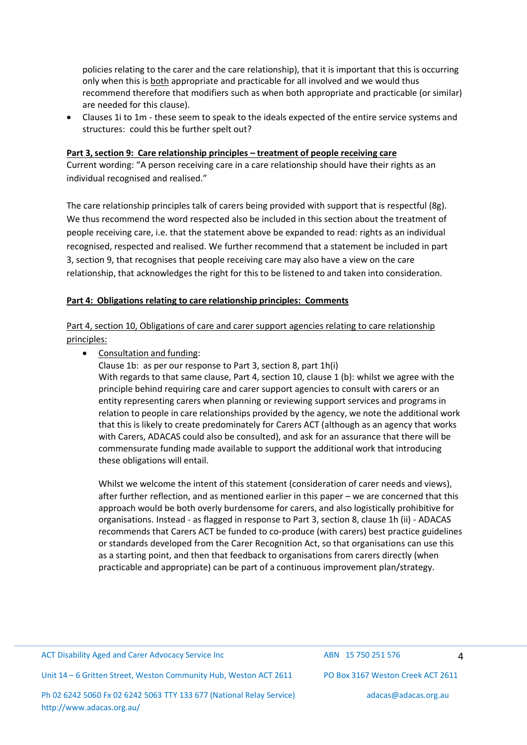policies relating to the carer and the care relationship), that it is important that this is occurring only when this is both appropriate and practicable for all involved and we would thus recommend therefore that modifiers such as when both appropriate and practicable (or similar) are needed for this clause).

- Clauses 1i to 1m - these seem to speak to the ideals expected of the entire service systems and structures: could this be further spelt out?

**Part 3, section 9: Care relationship principles – treatment of people receiving care**

Current wording: "A person receiving care in a care relationship should have their rights as an individual recognised and realised."

The care relationship principles talk of carers being provided with support that is respectful (8g). We thus recommend the word respected also be included in this section about the treatment of people receiving care, i.e. that the statement above be expanded to read: rights as an individual recognised, respected and realised. We further recommend that a statement be included in part 3, section 9, that recognises that people receiving care may also have a view on the care relationship, that acknowledges the right for this to be listened to and taken into consideration.

**Part 4: Obligations relating to care relationship principles: Comments**

Part 4, section 10, Obligations of care and carer support agencies relating to care relationship principles:

- Consultation and funding:

  Clause 1b: as per our response to Part 3, section 8, part 1h(i)

  With regards to that same clause, Part 4, section 10, clause 1 (b): whilst we agree with the principle behind requiring care and carer support agencies to consult with carers or an entity representing carers when planning or reviewing support services and programs in relation to people in care relationships provided by the agency, we note the additional work that this is likely to create predominately for Carers ACT (although as an agency that works with Carers, ADACAS could also be consulted), and ask for an assurance that there will be commensurate funding made available to support the additional work that introducing these obligations will entail.

  Whilst we welcome the intent of this statement (consideration of carer needs and views), after further reflection, and as mentioned earlier in this paper – we are concerned that this approach would be both overly burdensome for carers, and also logistically prohibitive for organisations. Instead - as flagged in response to Part 3, section 8, clause 1h (ii) - ADACAS recommends that Carers ACT be funded to co-produce (with carers) best practice guidelines or standards developed from the Carer Recognition Act, so that organisations can use this as a starting point, and then that feedback to organisations from carers directly (when practicable and appropriate) can be part of a continuous improvement plan/strategy.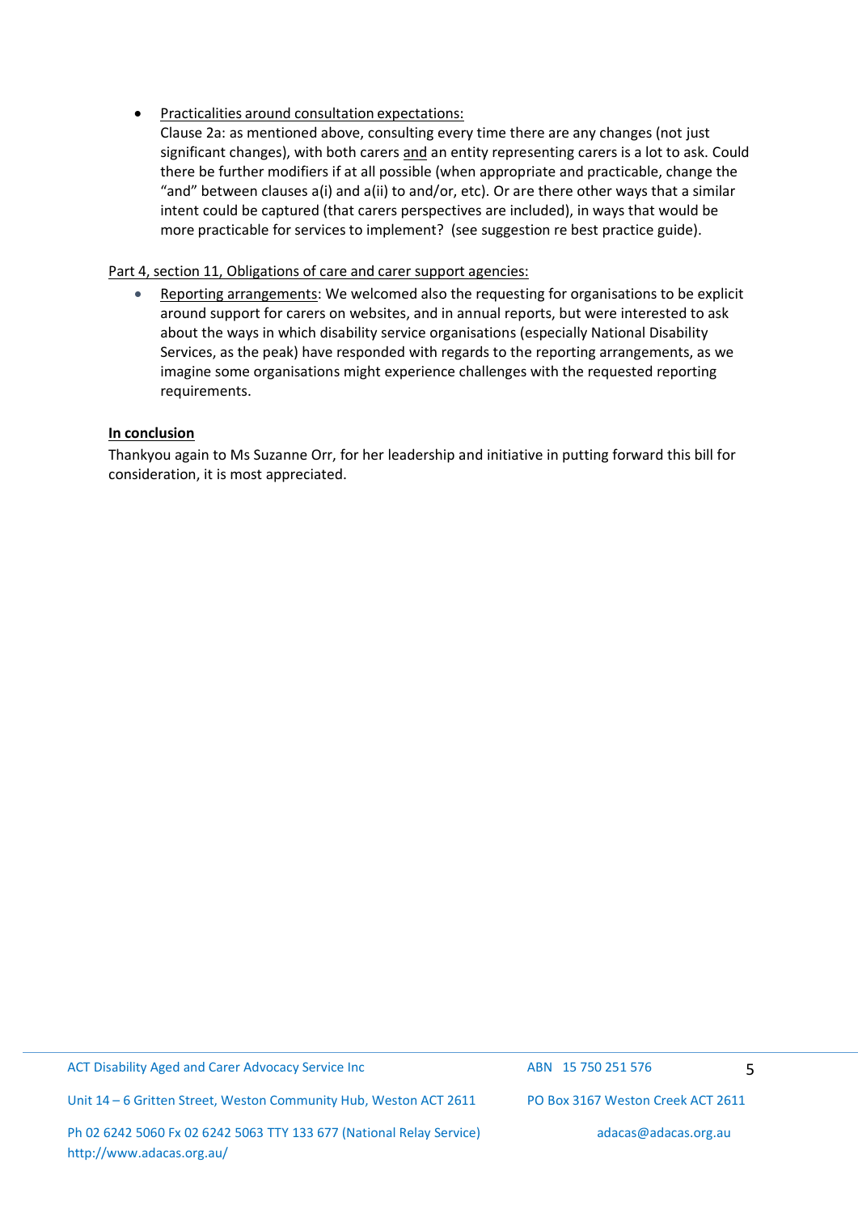- Practicalities around consultation expectations:
  Clause 2a: as mentioned above, consulting every time there are any changes (not just significant changes), with both carers and an entity representing carers is a lot to ask. Could there be further modifiers if at all possible (when appropriate and practicable, change the "and" between clauses a(i) and a(ii) to and/or, etc). Or are there other ways that a similar intent could be captured (that carers perspectives are included), in ways that would be more practicable for services to implement? (see suggestion re best practice guide).

Part 4, section 11, Obligations of care and carer support agencies:

- Reporting arrangements: We welcomed also the requesting for organisations to be explicit around support for carers on websites, and in annual reports, but were interested to ask about the ways in which disability service organisations (especially National Disability Services, as the peak) have responded with regards to the reporting arrangements, as we imagine some organisations might experience challenges with the requested reporting requirements.

**In conclusion**

Thankyou again to Ms Suzanne Orr, for her leadership and initiative in putting forward this bill for consideration, it is most appreciated.